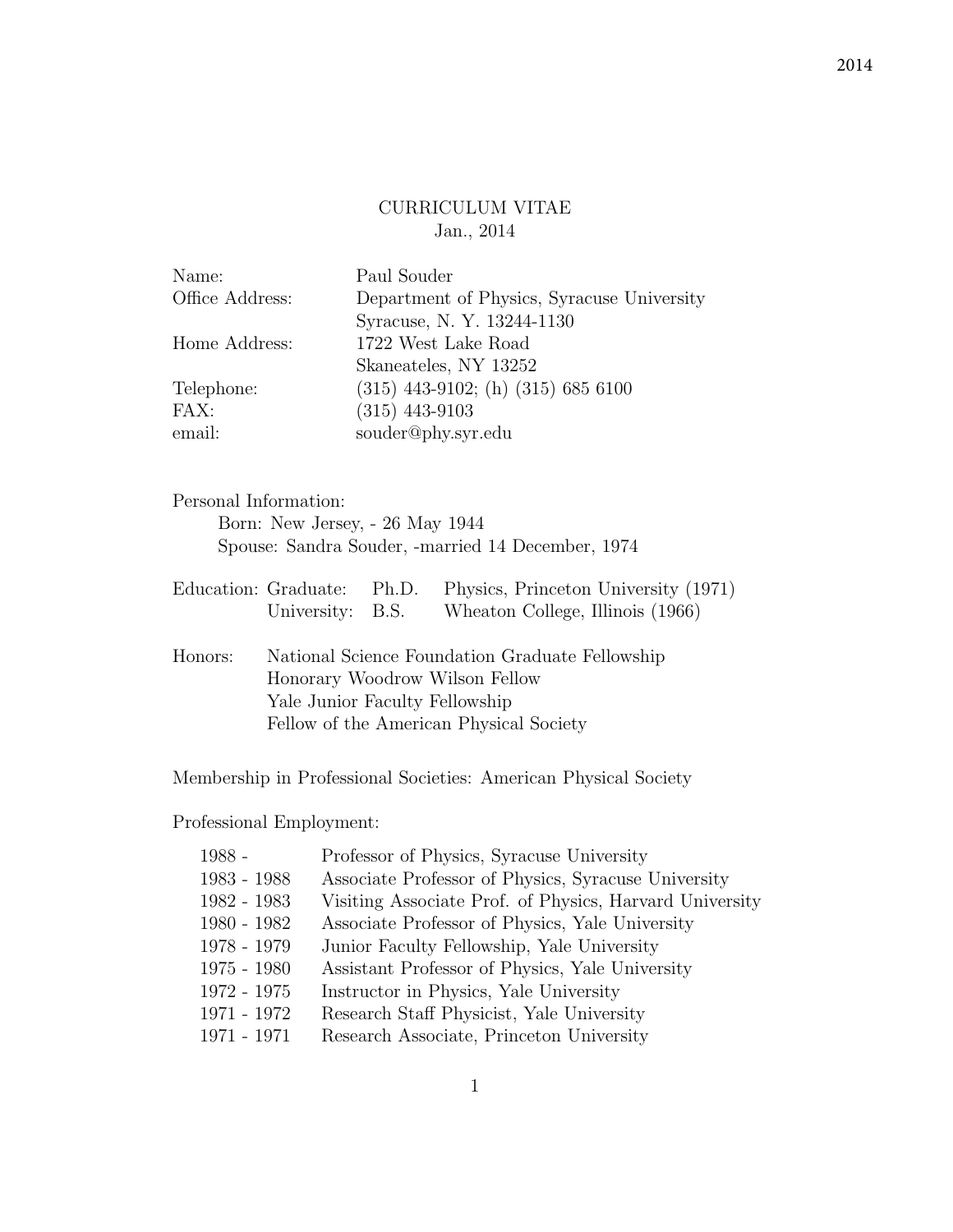# CURRICULUM VITAE

Jan., 2014

| | |
|---|---|
| Name: | Paul Souder |
| Office Address: | Department of Physics, Syracuse University |
| | Syracuse, N. Y. 13244-1130 |
| Home Address: | 1722 West Lake Road |
| | Skaneateles, NY 13252 |
| Telephone: | (315) 443-9102; (h) (315) 685 6100 |
| FAX: | (315) 443-9103 |
| email: | souder@phy.syr.edu |

Personal Information:

Born: New Jersey, - 26 May 1944

Spouse: Sandra Souder, -married 14 December, 1974

| | | | |
|---|---|---|---|
| Education: | Graduate: | Ph.D. | Physics, Princeton University (1971) |
| | University: | B.S. | Wheaton College, Illinois (1966) |

Honors:

- National Science Foundation Graduate Fellowship
- Honorary Woodrow Wilson Fellow
- Yale Junior Faculty Fellowship
- Fellow of the American Physical Society

Membership in Professional Societies: American Physical Society

Professional Employment:

| | |
|---|---|
| 1988 - | Professor of Physics, Syracuse University |
| 1983 - 1988 | Associate Professor of Physics, Syracuse University |
| 1982 - 1983 | Visiting Associate Prof. of Physics, Harvard University |
| 1980 - 1982 | Associate Professor of Physics, Yale University |
| 1978 - 1979 | Junior Faculty Fellowship, Yale University |
| 1975 - 1980 | Assistant Professor of Physics, Yale University |
| 1972 - 1975 | Instructor in Physics, Yale University |
| 1971 - 1972 | Research Staff Physicist, Yale University |
| 1971 - 1971 | Research Associate, Princeton University |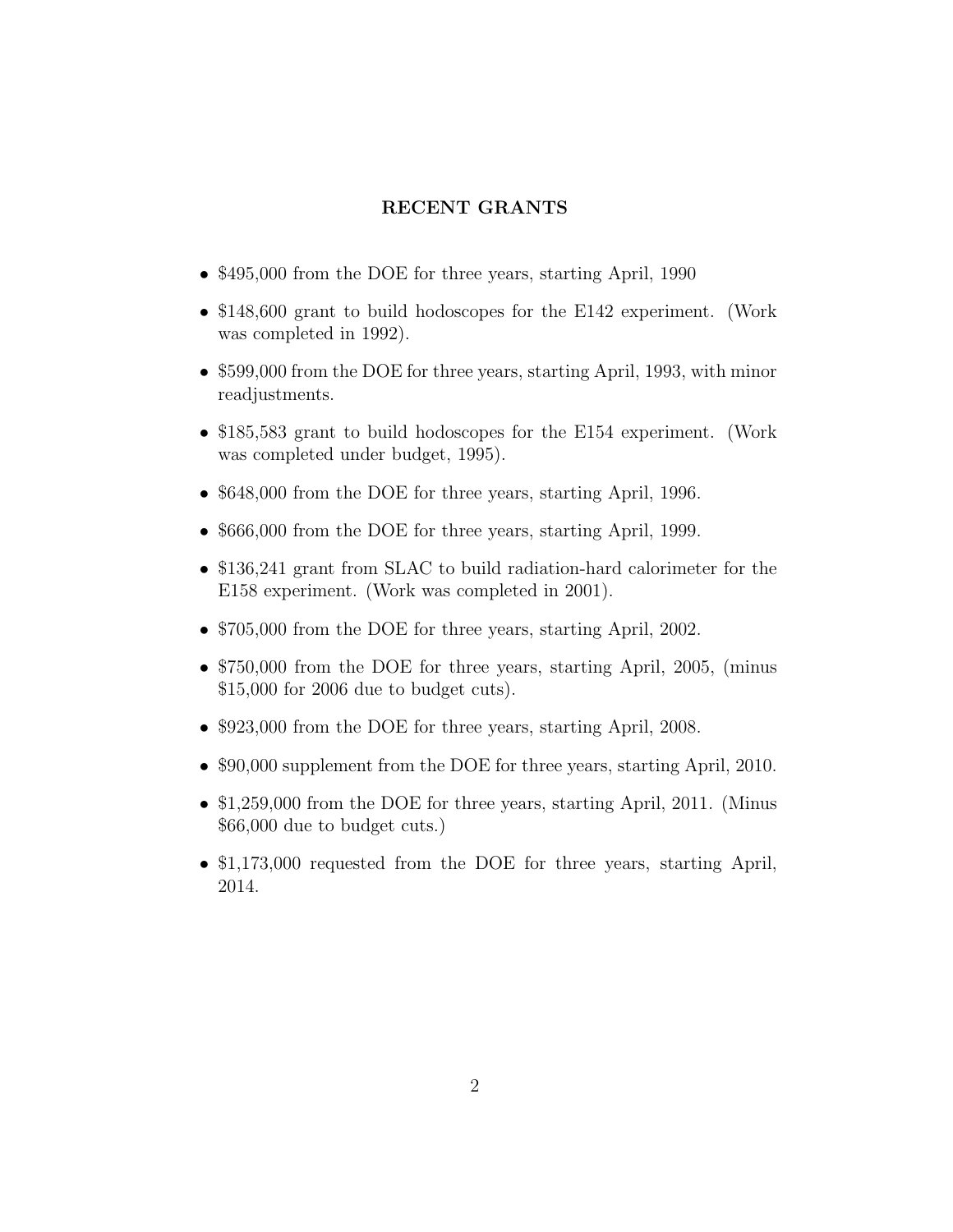## RECENT GRANTS

- $495,000 from the DOE for three years, starting April, 1990
- $148,600 grant to build hodoscopes for the E142 experiment. (Work was completed in 1992).
- $599,000 from the DOE for three years, starting April, 1993, with minor readjustments.
- $185,583 grant to build hodoscopes for the E154 experiment. (Work was completed under budget, 1995).
- $648,000 from the DOE for three years, starting April, 1996.
- $666,000 from the DOE for three years, starting April, 1999.
- $136,241 grant from SLAC to build radiation-hard calorimeter for the E158 experiment. (Work was completed in 2001).
- $705,000 from the DOE for three years, starting April, 2002.
- $750,000 from the DOE for three years, starting April, 2005, (minus $15,000 for 2006 due to budget cuts).
- $923,000 from the DOE for three years, starting April, 2008.
- $90,000 supplement from the DOE for three years, starting April, 2010.
- $1,259,000 from the DOE for three years, starting April, 2011. (Minus $66,000 due to budget cuts.)
- $1,173,000 requested from the DOE for three years, starting April, 2014.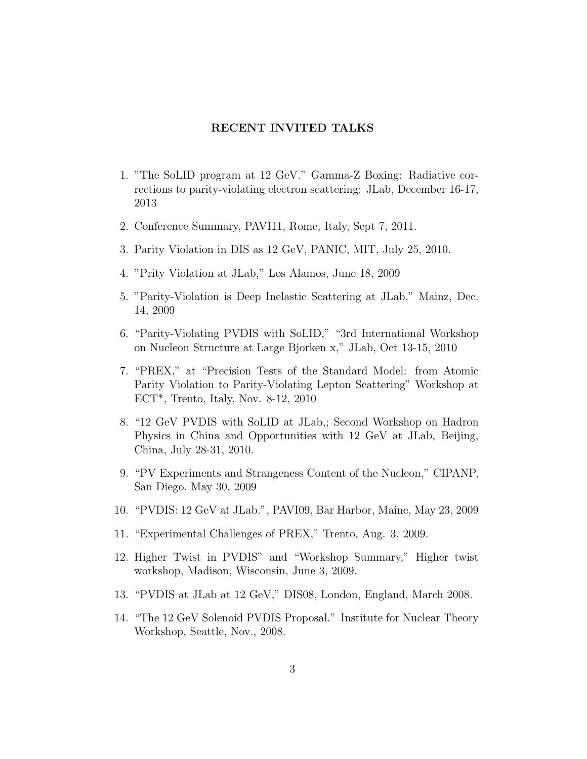**RECENT INVITED TALKS**

1. "The SoLID program at 12 GeV." Gamma-Z Boxing: Radiative corrections to parity-violating electron scattering: JLab, December 16-17, 2013
2. Conference Summary, PAVI11, Rome, Italy, Sept 7, 2011.
3. Parity Violation in DIS as 12 GeV, PANIC, MIT, July 25, 2010.
4. "Prity Violation at JLab," Los Alamos, June 18, 2009
5. "Parity-Violation is Deep Inelastic Scattering at JLab," Mainz, Dec. 14, 2009
6. "Parity-Violating PVDIS with SoLID," "3rd International Workshop on Nucleon Structure at Large Bjorken x," JLab, Oct 13-15, 2010
7. "PREX," at "Precision Tests of the Standard Model: from Atomic Parity Violation to Parity-Violating Lepton Scattering" Workshop at ECT*, Trento, Italy, Nov. 8-12, 2010
8. "12 GeV PVDIS with SoLID at JLab,; Second Workshop on Hadron Physics in China and Opportunities with 12 GeV at JLab, Beijing, China, July 28-31, 2010.
9. "PV Experiments and Strangeness Content of the Nucleon," CIPANP, San Diego, May 30, 2009
10. "PVDIS: 12 GeV at JLab.", PAVI09, Bar Harbor, Maine, May 23, 2009
11. "Experimental Challenges of PREX," Trento, Aug. 3, 2009.
12. Higher Twist in PVDIS" and "Workshop Summary," Higher twist workshop, Madison, Wisconsin, June 3, 2009.
13. "PVDIS at JLab at 12 GeV," DIS08, London, England, March 2008.
14. "The 12 GeV Solenoid PVDIS Proposal." Institute for Nuclear Theory Workshop, Seattle, Nov., 2008.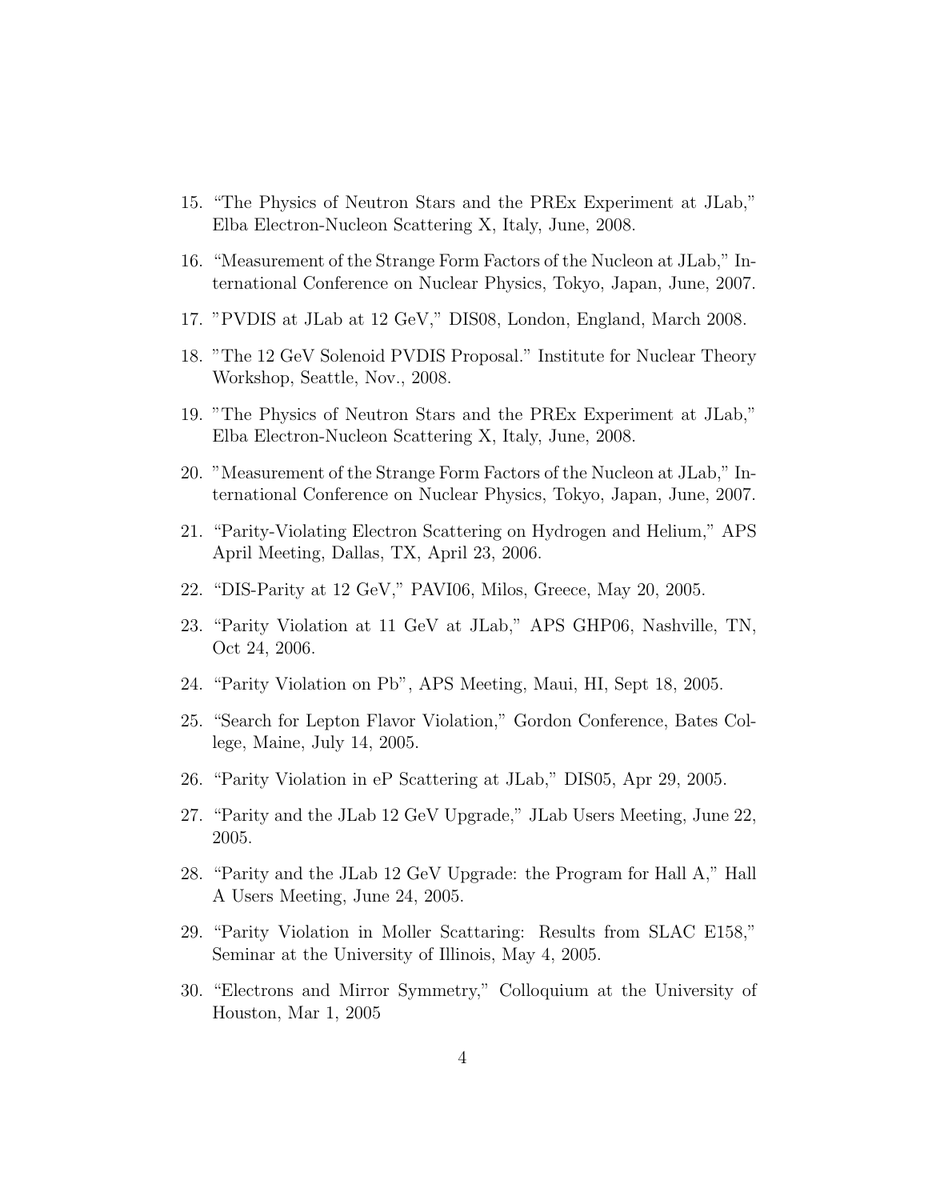15. "The Physics of Neutron Stars and the PREx Experiment at JLab," Elba Electron-Nucleon Scattering X, Italy, June, 2008.

16. "Measurement of the Strange Form Factors of the Nucleon at JLab," International Conference on Nuclear Physics, Tokyo, Japan, June, 2007.

17. "PVDIS at JLab at 12 GeV," DIS08, London, England, March 2008.

18. "The 12 GeV Solenoid PVDIS Proposal." Institute for Nuclear Theory Workshop, Seattle, Nov., 2008.

19. "The Physics of Neutron Stars and the PREx Experiment at JLab," Elba Electron-Nucleon Scattering X, Italy, June, 2008.

20. "Measurement of the Strange Form Factors of the Nucleon at JLab," International Conference on Nuclear Physics, Tokyo, Japan, June, 2007.

21. "Parity-Violating Electron Scattering on Hydrogen and Helium," APS April Meeting, Dallas, TX, April 23, 2006.

22. "DIS-Parity at 12 GeV," PAVI06, Milos, Greece, May 20, 2005.

23. "Parity Violation at 11 GeV at JLab," APS GHP06, Nashville, TN, Oct 24, 2006.

24. "Parity Violation on Pb", APS Meeting, Maui, HI, Sept 18, 2005.

25. "Search for Lepton Flavor Violation," Gordon Conference, Bates College, Maine, July 14, 2005.

26. "Parity Violation in eP Scattering at JLab," DIS05, Apr 29, 2005.

27. "Parity and the JLab 12 GeV Upgrade," JLab Users Meeting, June 22, 2005.

28. "Parity and the JLab 12 GeV Upgrade: the Program for Hall A," Hall A Users Meeting, June 24, 2005.

29. "Parity Violation in Moller Scattaring: Results from SLAC E158," Seminar at the University of Illinois, May 4, 2005.

30. "Electrons and Mirror Symmetry," Colloquium at the University of Houston, Mar 1, 2005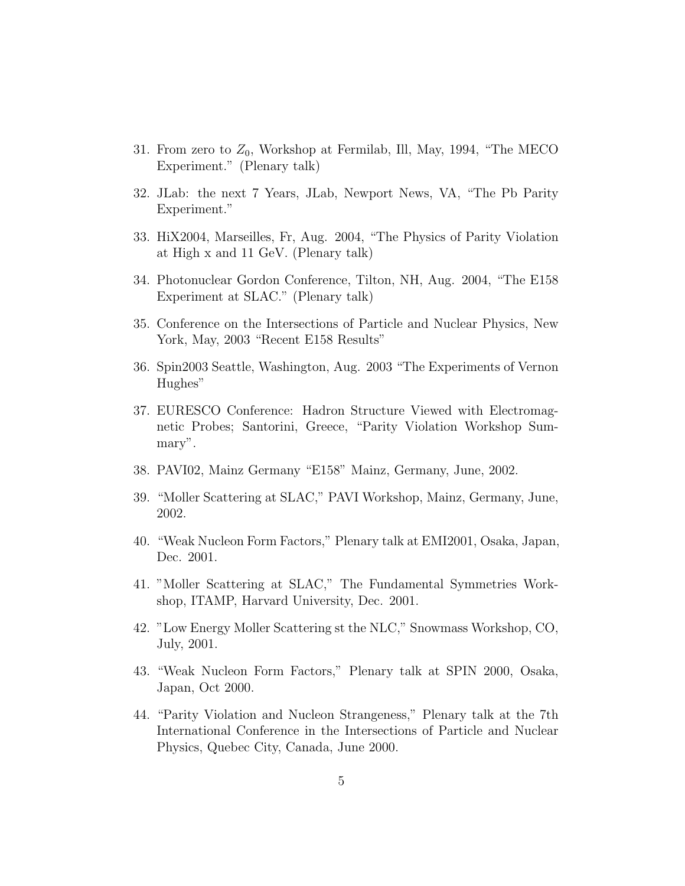31. From zero to $Z_0$, Workshop at Fermilab, Ill, May, 1994, “The MECO Experiment.” (Plenary talk)

32. JLab: the next 7 Years, JLab, Newport News, VA, “The Pb Parity Experiment.”

33. HiX2004, Marseilles, Fr, Aug. 2004, “The Physics of Parity Violation at High x and 11 GeV. (Plenary talk)

34. Photonuclear Gordon Conference, Tilton, NH, Aug. 2004, “The E158 Experiment at SLAC.” (Plenary talk)

35. Conference on the Intersections of Particle and Nuclear Physics, New York, May, 2003 “Recent E158 Results”

36. Spin2003 Seattle, Washington, Aug. 2003 “The Experiments of Vernon Hughes”

37. EURESCO Conference: Hadron Structure Viewed with Electromagnetic Probes; Santorini, Greece, “Parity Violation Workshop Summary”.

38. PAVI02, Mainz Germany “E158” Mainz, Germany, June, 2002.

39. “Moller Scattering at SLAC,” PAVI Workshop, Mainz, Germany, June, 2002.

40. “Weak Nucleon Form Factors,” Plenary talk at EMI2001, Osaka, Japan, Dec. 2001.

41. ”Moller Scattering at SLAC,” The Fundamental Symmetries Workshop, ITAMP, Harvard University, Dec. 2001.

42. ”Low Energy Moller Scattering st the NLC,” Snowmass Workshop, CO, July, 2001.

43. “Weak Nucleon Form Factors,” Plenary talk at SPIN 2000, Osaka, Japan, Oct 2000.

44. “Parity Violation and Nucleon Strangeness,” Plenary talk at the 7th International Conference in the Intersections of Particle and Nuclear Physics, Quebec City, Canada, June 2000.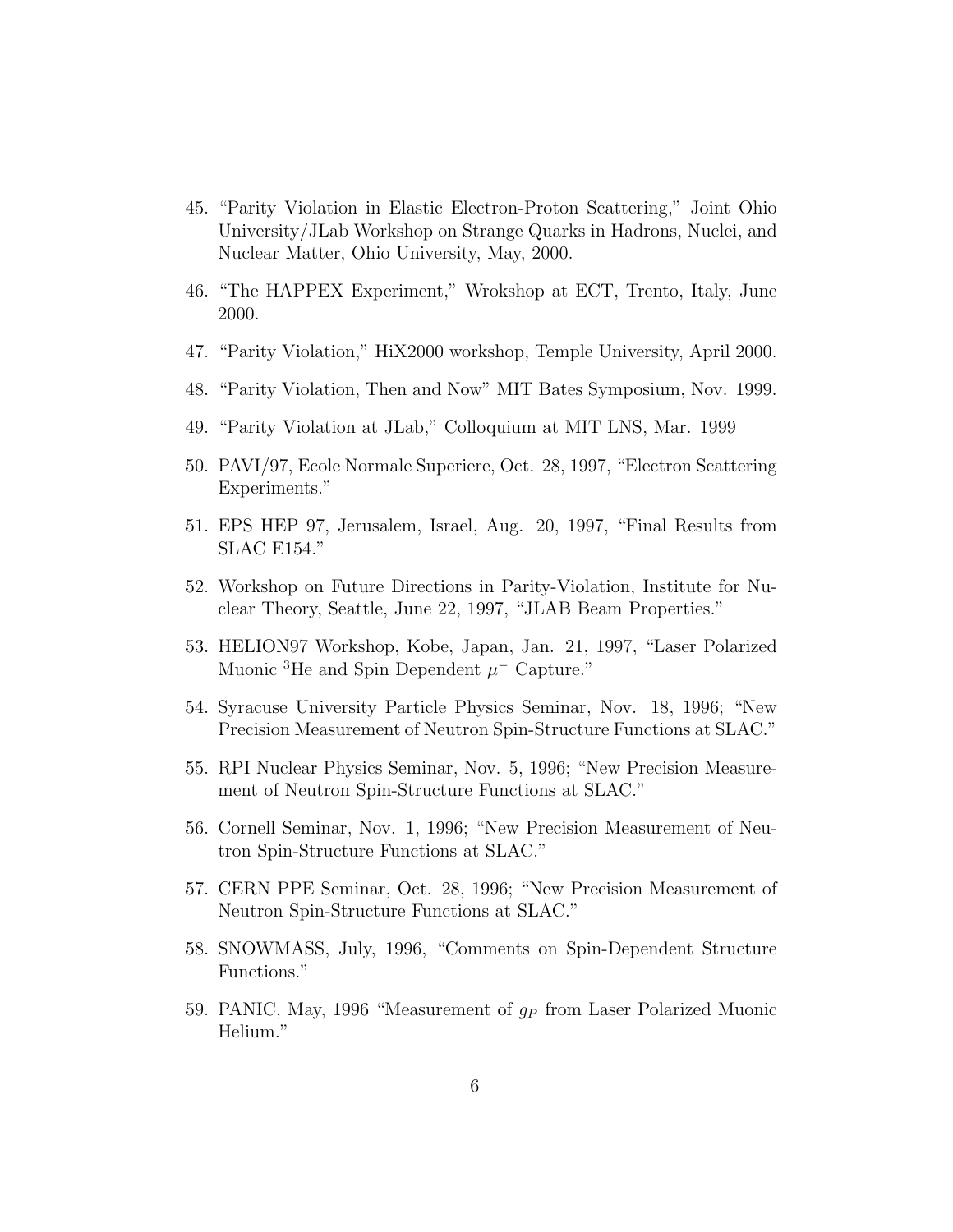45. "Parity Violation in Elastic Electron-Proton Scattering," Joint Ohio University/JLab Workshop on Strange Quarks in Hadrons, Nuclei, and Nuclear Matter, Ohio University, May, 2000.

46. "The HAPPEX Experiment," Wrokshop at ECT, Trento, Italy, June 2000.

47. "Parity Violation," HiX2000 workshop, Temple University, April 2000.

48. "Parity Violation, Then and Now" MIT Bates Symposium, Nov. 1999.

49. "Parity Violation at JLab," Colloquium at MIT LNS, Mar. 1999

50. PAVI/97, Ecole Normale Superiere, Oct. 28, 1997, "Electron Scattering Experiments."

51. EPS HEP 97, Jerusalem, Israel, Aug. 20, 1997, "Final Results from SLAC E154."

52. Workshop on Future Directions in Parity-Violation, Institute for Nuclear Theory, Seattle, June 22, 1997, "JLAB Beam Properties."

53. HELION97 Workshop, Kobe, Japan, Jan. 21, 1997, "Laser Polarized Muonic $^3$He and Spin Dependent $\mu^-$ Capture."

54. Syracuse University Particle Physics Seminar, Nov. 18, 1996; "New Precision Measurement of Neutron Spin-Structure Functions at SLAC."

55. RPI Nuclear Physics Seminar, Nov. 5, 1996; "New Precision Measurement of Neutron Spin-Structure Functions at SLAC."

56. Cornell Seminar, Nov. 1, 1996; "New Precision Measurement of Neutron Spin-Structure Functions at SLAC."

57. CERN PPE Seminar, Oct. 28, 1996; "New Precision Measurement of Neutron Spin-Structure Functions at SLAC."

58. SNOWMASS, July, 1996, "Comments on Spin-Dependent Structure Functions."

59. PANIC, May, 1996 "Measurement of $g_P$ from Laser Polarized Muonic Helium."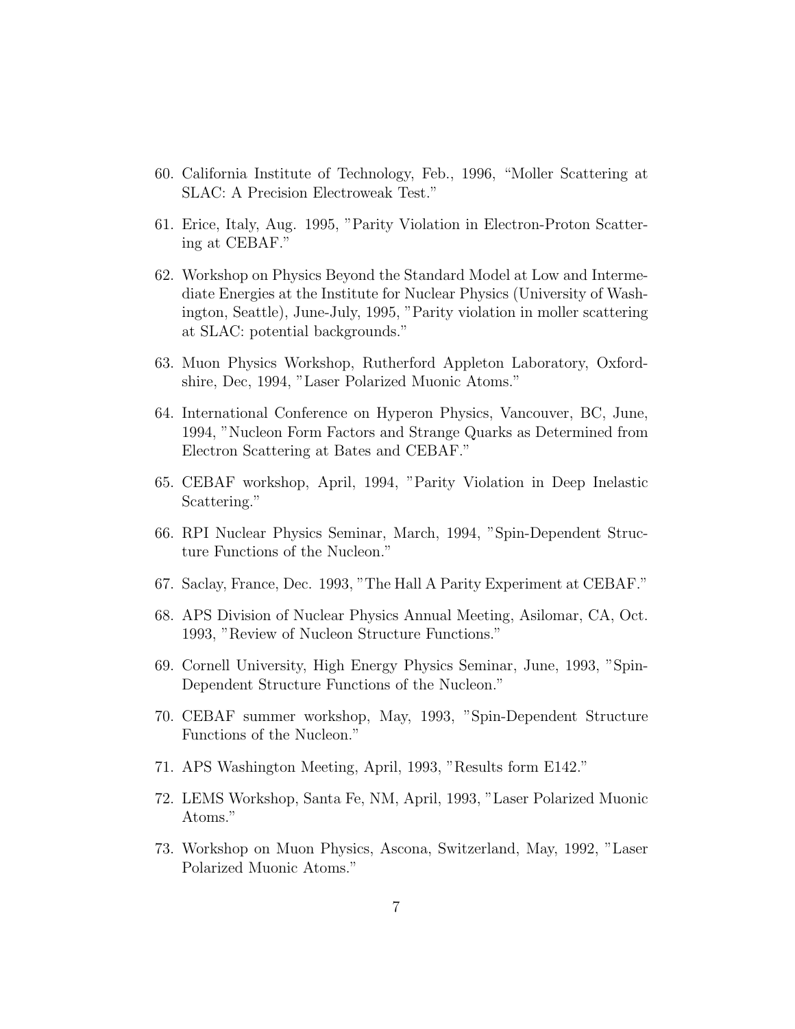60. California Institute of Technology, Feb., 1996, "Moller Scattering at SLAC: A Precision Electroweak Test."

61. Erice, Italy, Aug. 1995, "Parity Violation in Electron-Proton Scattering at CEBAF."

62. Workshop on Physics Beyond the Standard Model at Low and Intermediate Energies at the Institute for Nuclear Physics (University of Washington, Seattle), June-July, 1995, "Parity violation in moller scattering at SLAC: potential backgrounds."

63. Muon Physics Workshop, Rutherford Appleton Laboratory, Oxfordshire, Dec, 1994, "Laser Polarized Muonic Atoms."

64. International Conference on Hyperon Physics, Vancouver, BC, June, 1994, "Nucleon Form Factors and Strange Quarks as Determined from Electron Scattering at Bates and CEBAF."

65. CEBAF workshop, April, 1994, "Parity Violation in Deep Inelastic Scattering."

66. RPI Nuclear Physics Seminar, March, 1994, "Spin-Dependent Structure Functions of the Nucleon."

67. Saclay, France, Dec. 1993, "The Hall A Parity Experiment at CEBAF."

68. APS Division of Nuclear Physics Annual Meeting, Asilomar, CA, Oct. 1993, "Review of Nucleon Structure Functions."

69. Cornell University, High Energy Physics Seminar, June, 1993, "Spin-Dependent Structure Functions of the Nucleon."

70. CEBAF summer workshop, May, 1993, "Spin-Dependent Structure Functions of the Nucleon."

71. APS Washington Meeting, April, 1993, "Results form E142."

72. LEMS Workshop, Santa Fe, NM, April, 1993, "Laser Polarized Muonic Atoms."

73. Workshop on Muon Physics, Ascona, Switzerland, May, 1992, "Laser Polarized Muonic Atoms."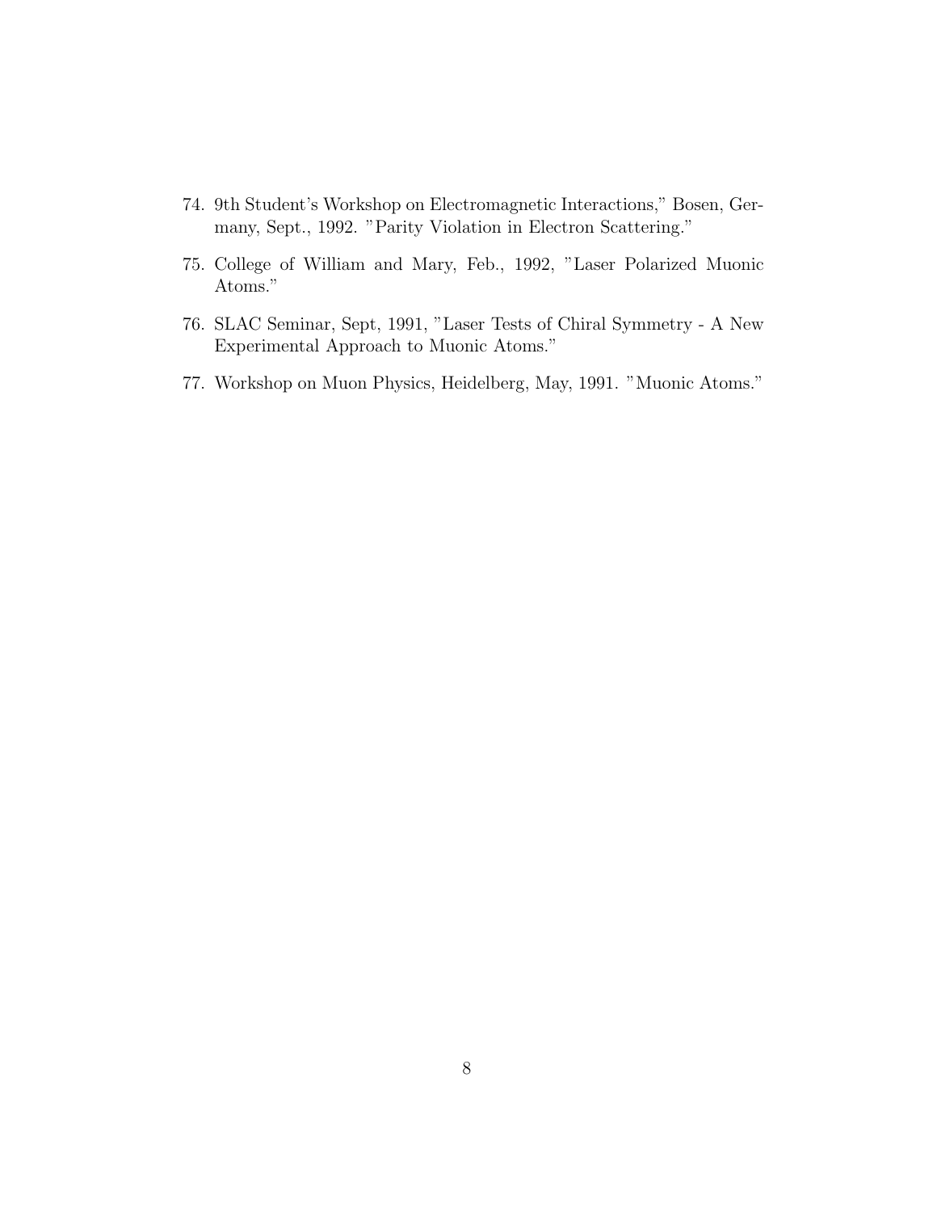74. 9th Student's Workshop on Electromagnetic Interactions," Bosen, Germany, Sept., 1992. "Parity Violation in Electron Scattering."

75. College of William and Mary, Feb., 1992, "Laser Polarized Muonic Atoms."

76. SLAC Seminar, Sept, 1991, "Laser Tests of Chiral Symmetry - A New Experimental Approach to Muonic Atoms."

77. Workshop on Muon Physics, Heidelberg, May, 1991. "Muonic Atoms."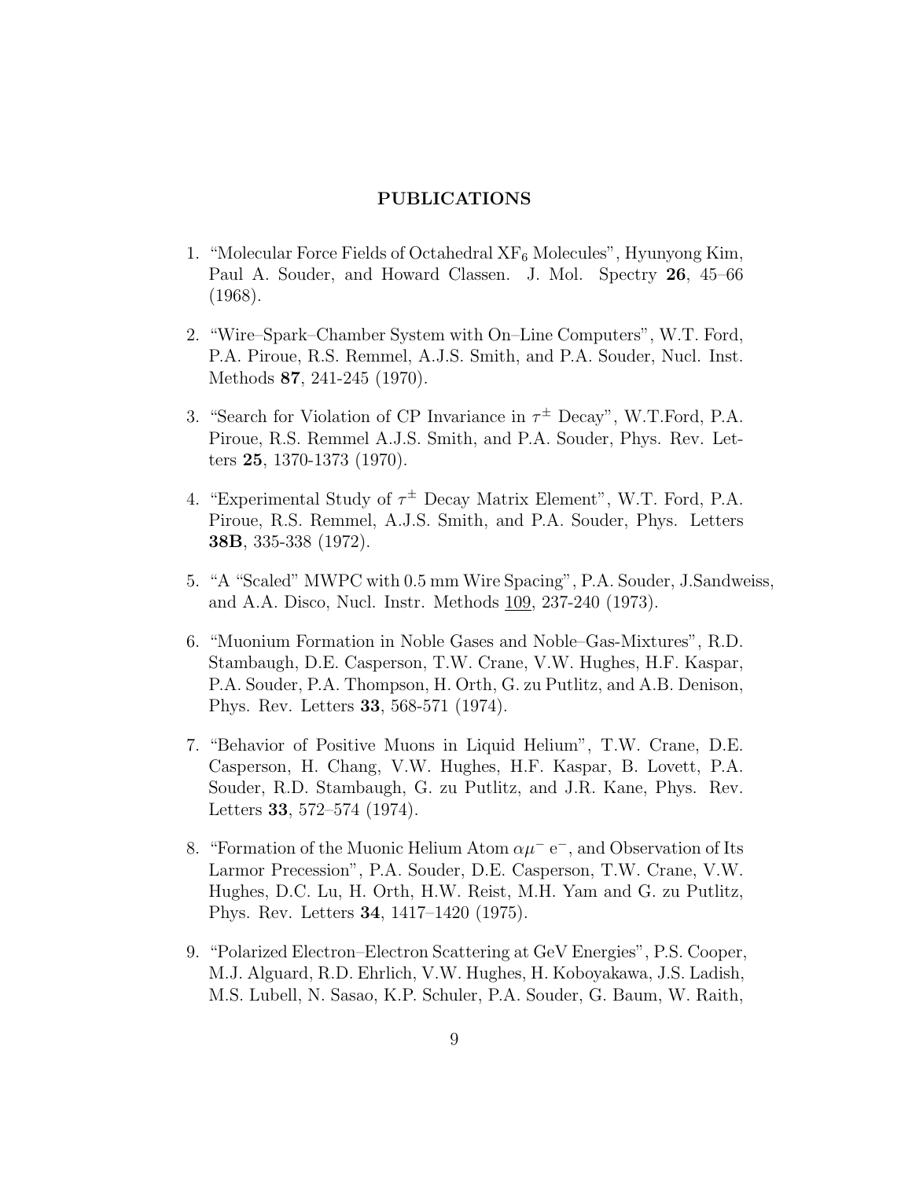## PUBLICATIONS

1. "Molecular Force Fields of Octahedral $XF_6$ Molecules", Hyunyong Kim, Paul A. Souder, and Howard Classen. J. Mol. Spectry **26**, 45–66 (1968).

2. "Wire–Spark–Chamber System with On–Line Computers", W.T. Ford, P.A. Piroue, R.S. Remmel, A.J.S. Smith, and P.A. Souder, Nucl. Inst. Methods **87**, 241-245 (1970).

3. "Search for Violation of CP Invariance in $\tau^{\pm}$ Decay", W.T.Ford, P.A. Piroue, R.S. Remmel A.J.S. Smith, and P.A. Souder, Phys. Rev. Letters **25**, 1370-1373 (1970).

4. "Experimental Study of $\tau^{\pm}$ Decay Matrix Element", W.T. Ford, P.A. Piroue, R.S. Remmel, A.J.S. Smith, and P.A. Souder, Phys. Letters **38B**, 335-338 (1972).

5. "A "Scaled" MWPC with 0.5 mm Wire Spacing", P.A. Souder, J.Sandweiss, and A.A. Disco, Nucl. Instr. Methods 109, 237-240 (1973).

6. "Muonium Formation in Noble Gases and Noble–Gas-Mixtures", R.D. Stambaugh, D.E. Casperson, T.W. Crane, V.W. Hughes, H.F. Kaspar, P.A. Souder, P.A. Thompson, H. Orth, G. zu Putlitz, and A.B. Denison, Phys. Rev. Letters **33**, 568-571 (1974).

7. "Behavior of Positive Muons in Liquid Helium", T.W. Crane, D.E. Casperson, H. Chang, V.W. Hughes, H.F. Kaspar, B. Lovett, P.A. Souder, R.D. Stambaugh, G. zu Putlitz, and J.R. Kane, Phys. Rev. Letters **33**, 572–574 (1974).

8. "Formation of the Muonic Helium Atom $\alpha\mu^{-}$ $e^{-}$, and Observation of Its Larmor Precession", P.A. Souder, D.E. Casperson, T.W. Crane, V.W. Hughes, D.C. Lu, H. Orth, H.W. Reist, M.H. Yam and G. zu Putlitz, Phys. Rev. Letters **34**, 1417–1420 (1975).

9. "Polarized Electron–Electron Scattering at GeV Energies", P.S. Cooper, M.J. Alguard, R.D. Ehrlich, V.W. Hughes, H. Koboyakawa, J.S. Ladish, M.S. Lubell, N. Sasao, K.P. Schuler, P.A. Souder, G. Baum, W. Raith,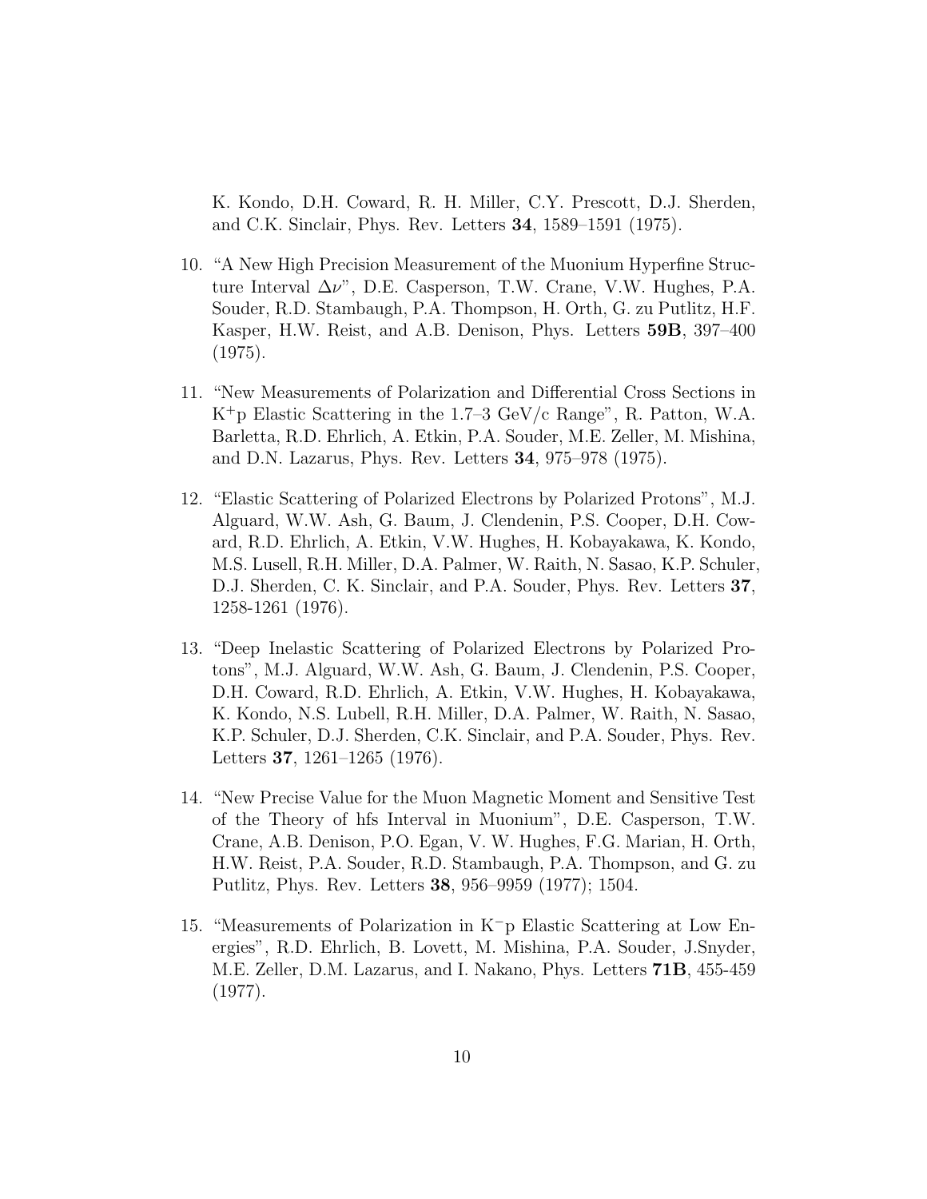K. Kondo, D.H. Coward, R. H. Miller, C.Y. Prescott, D.J. Sherden, and C.K. Sinclair, Phys. Rev. Letters **34**, 1589–1591 (1975).

10. "A New High Precision Measurement of the Muonium Hyperfine Structure Interval $\Delta\nu$", D.E. Casperson, T.W. Crane, V.W. Hughes, P.A. Souder, R.D. Stambaugh, P.A. Thompson, H. Orth, G. zu Putlitz, H.F. Kasper, H.W. Reist, and A.B. Denison, Phys. Letters **59B**, 397–400 (1975).

11. "New Measurements of Polarization and Differential Cross Sections in $K^+p$ Elastic Scattering in the 1.7–3 GeV/c Range", R. Patton, W.A. Barletta, R.D. Ehrlich, A. Etkin, P.A. Souder, M.E. Zeller, M. Mishina, and D.N. Lazarus, Phys. Rev. Letters **34**, 975–978 (1975).

12. "Elastic Scattering of Polarized Electrons by Polarized Protons", M.J. Alguard, W.W. Ash, G. Baum, J. Clendenin, P.S. Cooper, D.H. Coward, R.D. Ehrlich, A. Etkin, V.W. Hughes, H. Kobayakawa, K. Kondo, M.S. Lusell, R.H. Miller, D.A. Palmer, W. Raith, N. Sasao, K.P. Schuler, D.J. Sherden, C. K. Sinclair, and P.A. Souder, Phys. Rev. Letters **37**, 1258-1261 (1976).

13. "Deep Inelastic Scattering of Polarized Electrons by Polarized Protons", M.J. Alguard, W.W. Ash, G. Baum, J. Clendenin, P.S. Cooper, D.H. Coward, R.D. Ehrlich, A. Etkin, V.W. Hughes, H. Kobayakawa, K. Kondo, N.S. Lubell, R.H. Miller, D.A. Palmer, W. Raith, N. Sasao, K.P. Schuler, D.J. Sherden, C.K. Sinclair, and P.A. Souder, Phys. Rev. Letters **37**, 1261–1265 (1976).

14. "New Precise Value for the Muon Magnetic Moment and Sensitive Test of the Theory of hfs Interval in Muonium", D.E. Casperson, T.W. Crane, A.B. Denison, P.O. Egan, V. W. Hughes, F.G. Marian, H. Orth, H.W. Reist, P.A. Souder, R.D. Stambaugh, P.A. Thompson, and G. zu Putlitz, Phys. Rev. Letters **38**, 956–9959 (1977); 1504.

15. "Measurements of Polarization in $K^-p$ Elastic Scattering at Low Energies", R.D. Ehrlich, B. Lovett, M. Mishina, P.A. Souder, J.Snyder, M.E. Zeller, D.M. Lazarus, and I. Nakano, Phys. Letters **71B**, 455-459 (1977).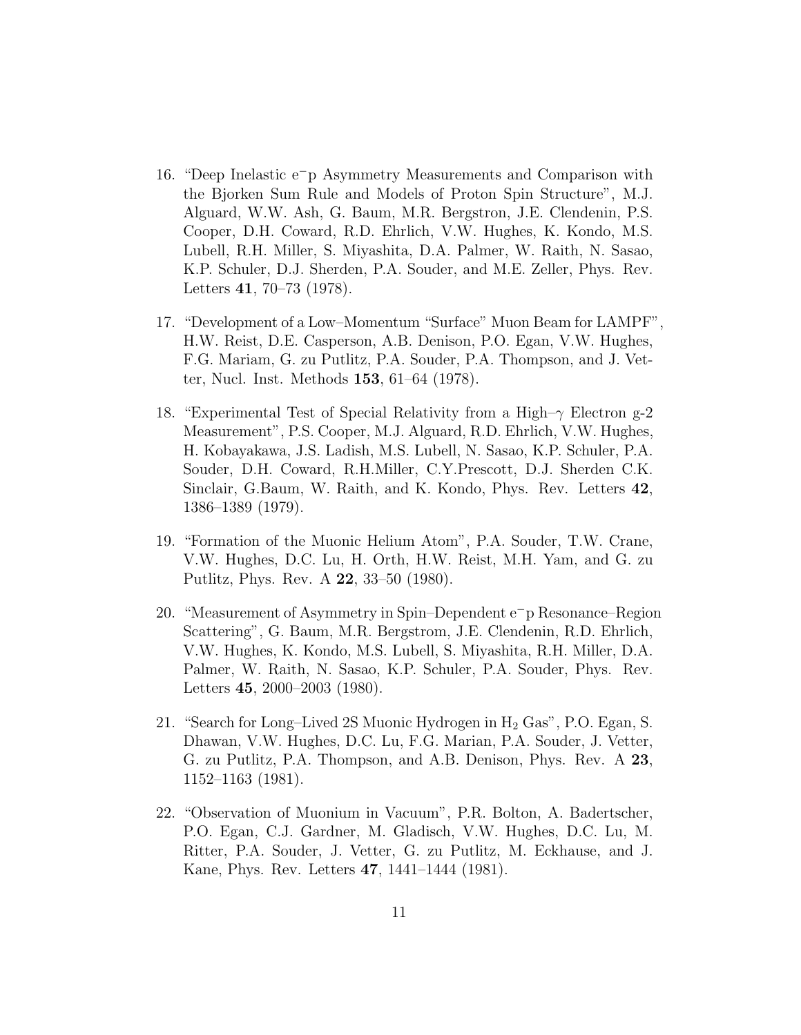16. "Deep Inelastic $e^-p$ Asymmetry Measurements and Comparison with the Bjorken Sum Rule and Models of Proton Spin Structure", M.J. Alguard, W.W. Ash, G. Baum, M.R. Bergstron, J.E. Clendenin, P.S. Cooper, D.H. Coward, R.D. Ehrlich, V.W. Hughes, K. Kondo, M.S. Lubell, R.H. Miller, S. Miyashita, D.A. Palmer, W. Raith, N. Sasao, K.P. Schuler, D.J. Sherden, P.A. Souder, and M.E. Zeller, Phys. Rev. Letters **41**, 70–73 (1978).

17. "Development of a Low–Momentum "Surface" Muon Beam for LAMPF", H.W. Reist, D.E. Casperson, A.B. Denison, P.O. Egan, V.W. Hughes, F.G. Mariam, G. zu Putlitz, P.A. Souder, P.A. Thompson, and J. Vetter, Nucl. Inst. Methods **153**, 61–64 (1978).

18. "Experimental Test of Special Relativity from a High–$\gamma$ Electron g-2 Measurement", P.S. Cooper, M.J. Alguard, R.D. Ehrlich, V.W. Hughes, H. Kobayakawa, J.S. Ladish, M.S. Lubell, N. Sasao, K.P. Schuler, P.A. Souder, D.H. Coward, R.H.Miller, C.Y.Prescott, D.J. Sherden C.K. Sinclair, G.Baum, W. Raith, and K. Kondo, Phys. Rev. Letters **42**, 1386–1389 (1979).

19. "Formation of the Muonic Helium Atom", P.A. Souder, T.W. Crane, V.W. Hughes, D.C. Lu, H. Orth, H.W. Reist, M.H. Yam, and G. zu Putlitz, Phys. Rev. A **22**, 33–50 (1980).

20. "Measurement of Asymmetry in Spin–Dependent $e^-p$ Resonance–Region Scattering", G. Baum, M.R. Bergstrom, J.E. Clendenin, R.D. Ehrlich, V.W. Hughes, K. Kondo, M.S. Lubell, S. Miyashita, R.H. Miller, D.A. Palmer, W. Raith, N. Sasao, K.P. Schuler, P.A. Souder, Phys. Rev. Letters **45**, 2000–2003 (1980).

21. "Search for Long–Lived 2S Muonic Hydrogen in $H_2$ Gas", P.O. Egan, S. Dhawan, V.W. Hughes, D.C. Lu, F.G. Marian, P.A. Souder, J. Vetter, G. zu Putlitz, P.A. Thompson, and A.B. Denison, Phys. Rev. A **23**, 1152–1163 (1981).

22. "Observation of Muonium in Vacuum", P.R. Bolton, A. Badertscher, P.O. Egan, C.J. Gardner, M. Gladisch, V.W. Hughes, D.C. Lu, M. Ritter, P.A. Souder, J. Vetter, G. zu Putlitz, M. Eckhause, and J. Kane, Phys. Rev. Letters **47**, 1441–1444 (1981).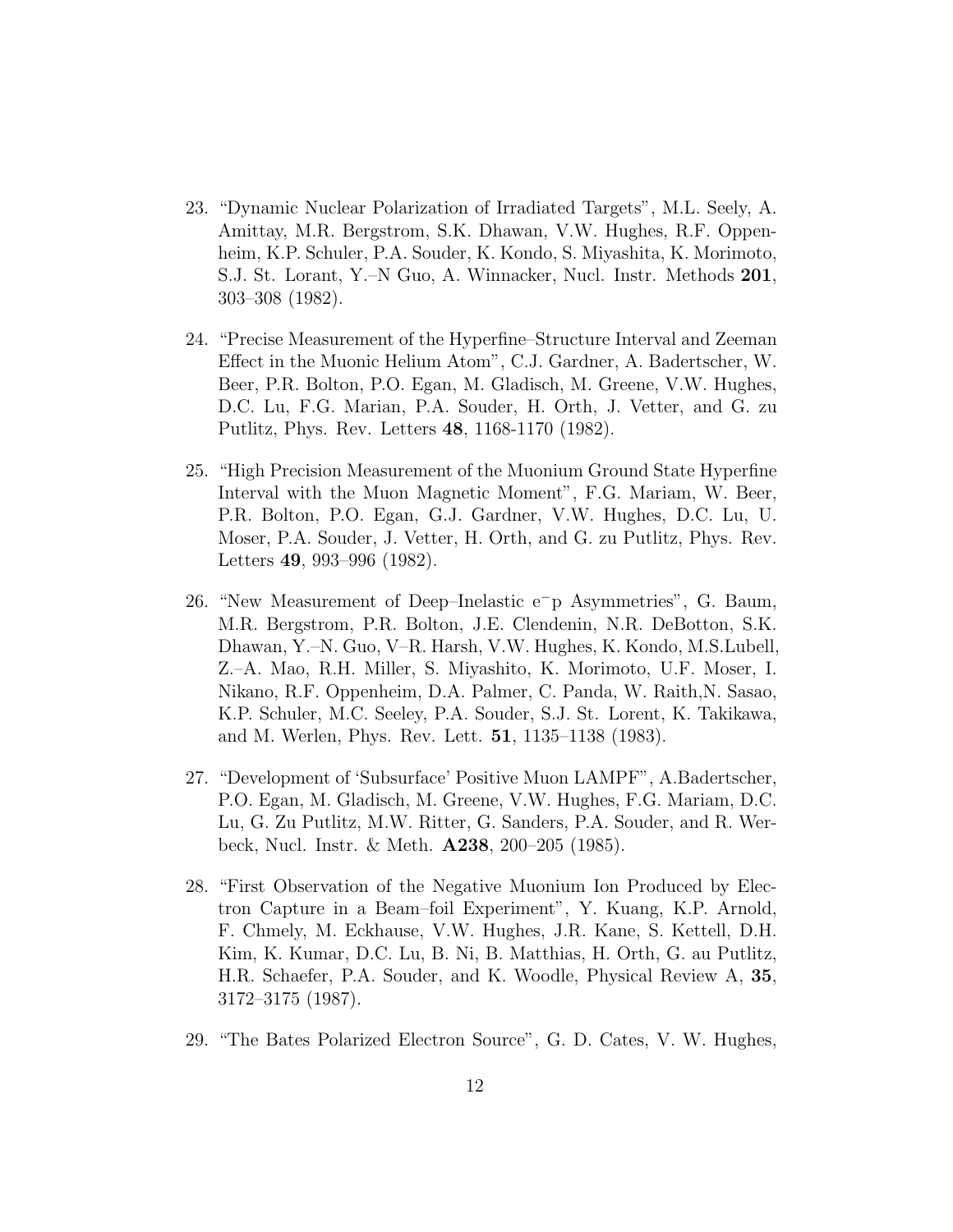23. "Dynamic Nuclear Polarization of Irradiated Targets", M.L. Seely, A. Amittay, M.R. Bergstrom, S.K. Dhawan, V.W. Hughes, R.F. Oppenheim, K.P. Schuler, P.A. Souder, K. Kondo, S. Miyashita, K. Morimoto, S.J. St. Lorant, Y.–N Guo, A. Winnacker, Nucl. Instr. Methods **201**, 303–308 (1982).

24. "Precise Measurement of the Hyperfine–Structure Interval and Zeeman Effect in the Muonic Helium Atom", C.J. Gardner, A. Badertscher, W. Beer, P.R. Bolton, P.O. Egan, M. Gladisch, M. Greene, V.W. Hughes, D.C. Lu, F.G. Marian, P.A. Souder, H. Orth, J. Vetter, and G. zu Putlitz, Phys. Rev. Letters **48**, 1168-1170 (1982).

25. "High Precision Measurement of the Muonium Ground State Hyperfine Interval with the Muon Magnetic Moment", F.G. Mariam, W. Beer, P.R. Bolton, P.O. Egan, G.J. Gardner, V.W. Hughes, D.C. Lu, U. Moser, P.A. Souder, J. Vetter, H. Orth, and G. zu Putlitz, Phys. Rev. Letters **49**, 993–996 (1982).

26. "New Measurement of Deep–Inelastic $e^{-}p$ Asymmetries", G. Baum, M.R. Bergstrom, P.R. Bolton, J.E. Clendenin, N.R. DeBotton, S.K. Dhawan, Y.–N. Guo, V–R. Harsh, V.W. Hughes, K. Kondo, M.S.Lubell, Z.–A. Mao, R.H. Miller, S. Miyashito, K. Morimoto, U.F. Moser, I. Nikano, R.F. Oppenheim, D.A. Palmer, C. Panda, W. Raith,N. Sasao, K.P. Schuler, M.C. Seeley, P.A. Souder, S.J. St. Lorent, K. Takikawa, and M. Werlen, Phys. Rev. Lett. **51**, 1135–1138 (1983).

27. "Development of 'Subsurface' Positive Muon LAMPF", A.Badertscher, P.O. Egan, M. Gladisch, M. Greene, V.W. Hughes, F.G. Mariam, D.C. Lu, G. Zu Putlitz, M.W. Ritter, G. Sanders, P.A. Souder, and R. Werbeck, Nucl. Instr. & Meth. **A238**, 200–205 (1985).

28. "First Observation of the Negative Muonium Ion Produced by Electron Capture in a Beam–foil Experiment", Y. Kuang, K.P. Arnold, F. Chmely, M. Eckhause, V.W. Hughes, J.R. Kane, S. Kettell, D.H. Kim, K. Kumar, D.C. Lu, B. Ni, B. Matthias, H. Orth, G. au Putlitz, H.R. Schaefer, P.A. Souder, and K. Woodle, Physical Review A, **35**, 3172–3175 (1987).

29. "The Bates Polarized Electron Source", G. D. Cates, V. W. Hughes,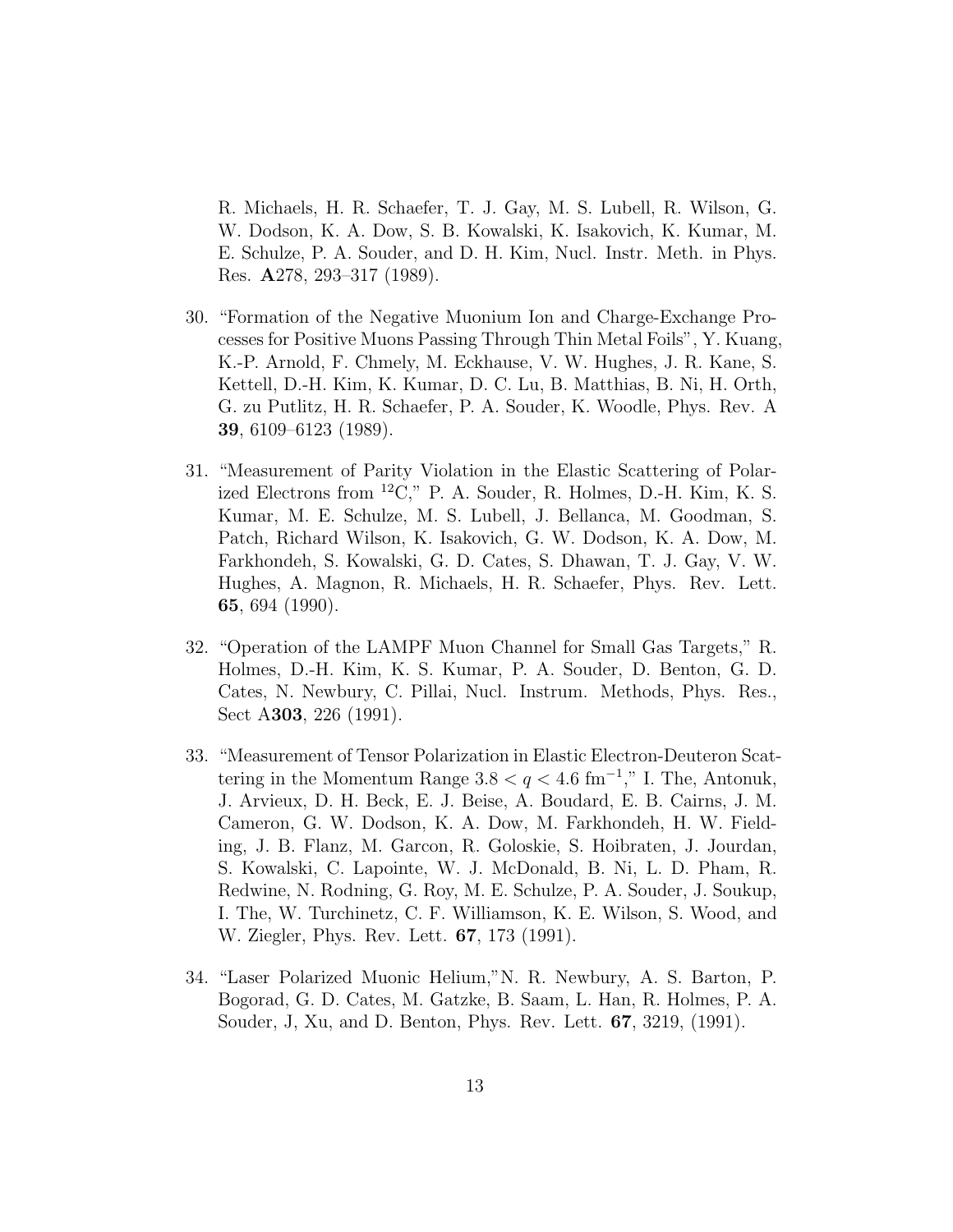R. Michaels, H. R. Schaefer, T. J. Gay, M. S. Lubell, R. Wilson, G. W. Dodson, K. A. Dow, S. B. Kowalski, K. Isakovich, K. Kumar, M. E. Schulze, P. A. Souder, and D. H. Kim, Nucl. Instr. Meth. in Phys. Res. **A**278, 293–317 (1989).

30. "Formation of the Negative Muonium Ion and Charge-Exchange Processes for Positive Muons Passing Through Thin Metal Foils", Y. Kuang, K.-P. Arnold, F. Chmely, M. Eckhause, V. W. Hughes, J. R. Kane, S. Kettell, D.-H. Kim, K. Kumar, D. C. Lu, B. Matthias, B. Ni, H. Orth, G. zu Putlitz, H. R. Schaefer, P. A. Souder, K. Woodle, Phys. Rev. A **39**, 6109–6123 (1989).

31. "Measurement of Parity Violation in the Elastic Scattering of Polarized Electrons from $^{12}$C," P. A. Souder, R. Holmes, D.-H. Kim, K. S. Kumar, M. E. Schulze, M. S. Lubell, J. Bellanca, M. Goodman, S. Patch, Richard Wilson, K. Isakovich, G. W. Dodson, K. A. Dow, M. Farkhondeh, S. Kowalski, G. D. Cates, S. Dhawan, T. J. Gay, V. W. Hughes, A. Magnon, R. Michaels, H. R. Schaefer, Phys. Rev. Lett. **65**, 694 (1990).

32. "Operation of the LAMPF Muon Channel for Small Gas Targets," R. Holmes, D.-H. Kim, K. S. Kumar, P. A. Souder, D. Benton, G. D. Cates, N. Newbury, C. Pillai, Nucl. Instrum. Methods, Phys. Res., Sect A**303**, 226 (1991).

33. "Measurement of Tensor Polarization in Elastic Electron-Deuteron Scattering in the Momentum Range $3.8 < q < 4.6$ fm$^{-1}$," I. The, Antonuk, J. Arvieux, D. H. Beck, E. J. Beise, A. Boudard, E. B. Cairns, J. M. Cameron, G. W. Dodson, K. A. Dow, M. Farkhondeh, H. W. Fielding, J. B. Flanz, M. Garcon, R. Goloskie, S. Hoibraten, J. Jourdan, S. Kowalski, C. Lapointe, W. J. McDonald, B. Ni, L. D. Pham, R. Redwine, N. Rodning, G. Roy, M. E. Schulze, P. A. Souder, J. Soukup, I. The, W. Turchinetz, C. F. Williamson, K. E. Wilson, S. Wood, and W. Ziegler, Phys. Rev. Lett. **67**, 173 (1991).

34. "Laser Polarized Muonic Helium,"N. R. Newbury, A. S. Barton, P. Bogorad, G. D. Cates, M. Gatzke, B. Saam, L. Han, R. Holmes, P. A. Souder, J, Xu, and D. Benton, Phys. Rev. Lett. **67**, 3219, (1991).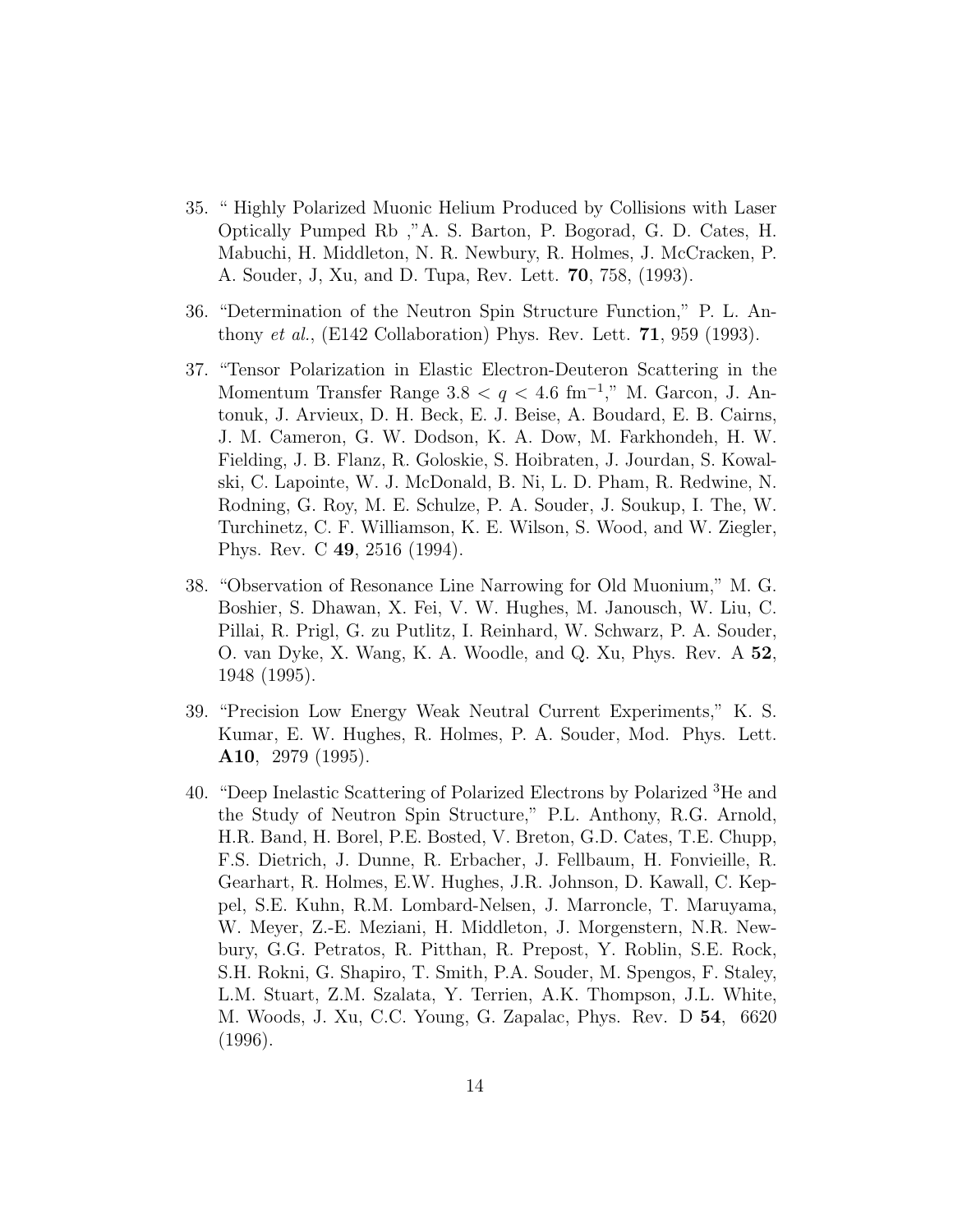35. " Highly Polarized Muonic Helium Produced by Collisions with Laser Optically Pumped Rb ,"A. S. Barton, P. Bogorad, G. D. Cates, H. Mabuchi, H. Middleton, N. R. Newbury, R. Holmes, J. McCracken, P. A. Souder, J, Xu, and D. Tupa, Rev. Lett. **70**, 758, (1993).

36. "Determination of the Neutron Spin Structure Function," P. L. Anthony *et al.*, (E142 Collaboration) Phys. Rev. Lett. **71**, 959 (1993).

37. "Tensor Polarization in Elastic Electron-Deuteron Scattering in the Momentum Transfer Range $3.8 < q < 4.6$ fm$^{-1}$," M. Garcon, J. Antonuk, J. Arvieux, D. H. Beck, E. J. Beise, A. Boudard, E. B. Cairns, J. M. Cameron, G. W. Dodson, K. A. Dow, M. Farkhondeh, H. W. Fielding, J. B. Flanz, R. Goloskie, S. Hoibraten, J. Jourdan, S. Kowalski, C. Lapointe, W. J. McDonald, B. Ni, L. D. Pham, R. Redwine, N. Rodning, G. Roy, M. E. Schulze, P. A. Souder, J. Soukup, I. The, W. Turchinetz, C. F. Williamson, K. E. Wilson, S. Wood, and W. Ziegler, Phys. Rev. C **49**, 2516 (1994).

38. "Observation of Resonance Line Narrowing for Old Muonium," M. G. Boshier, S. Dhawan, X. Fei, V. W. Hughes, M. Janousch, W. Liu, C. Pillai, R. Prigl, G. zu Putlitz, I. Reinhard, W. Schwarz, P. A. Souder, O. van Dyke, X. Wang, K. A. Woodle, and Q. Xu, Phys. Rev. A **52**, 1948 (1995).

39. "Precision Low Energy Weak Neutral Current Experiments," K. S. Kumar, E. W. Hughes, R. Holmes, P. A. Souder, Mod. Phys. Lett. **A10**, 2979 (1995).

40. "Deep Inelastic Scattering of Polarized Electrons by Polarized $^3$He and the Study of Neutron Spin Structure," P.L. Anthony, R.G. Arnold, H.R. Band, H. Borel, P.E. Bosted, V. Breton, G.D. Cates, T.E. Chupp, F.S. Dietrich, J. Dunne, R. Erbacher, J. Fellbaum, H. Fonvieille, R. Gearhart, R. Holmes, E.W. Hughes, J.R. Johnson, D. Kawall, C. Keppel, S.E. Kuhn, R.M. Lombard-Nelsen, J. Marroncle, T. Maruyama, W. Meyer, Z.-E. Meziani, H. Middleton, J. Morgenstern, N.R. Newbury, G.G. Petratos, R. Pitthan, R. Prepost, Y. Roblin, S.E. Rock, S.H. Rokni, G. Shapiro, T. Smith, P.A. Souder, M. Spengos, F. Staley, L.M. Stuart, Z.M. Szalata, Y. Terrien, A.K. Thompson, J.L. White, M. Woods, J. Xu, C.C. Young, G. Zapalac, Phys. Rev. D **54**, 6620 (1996).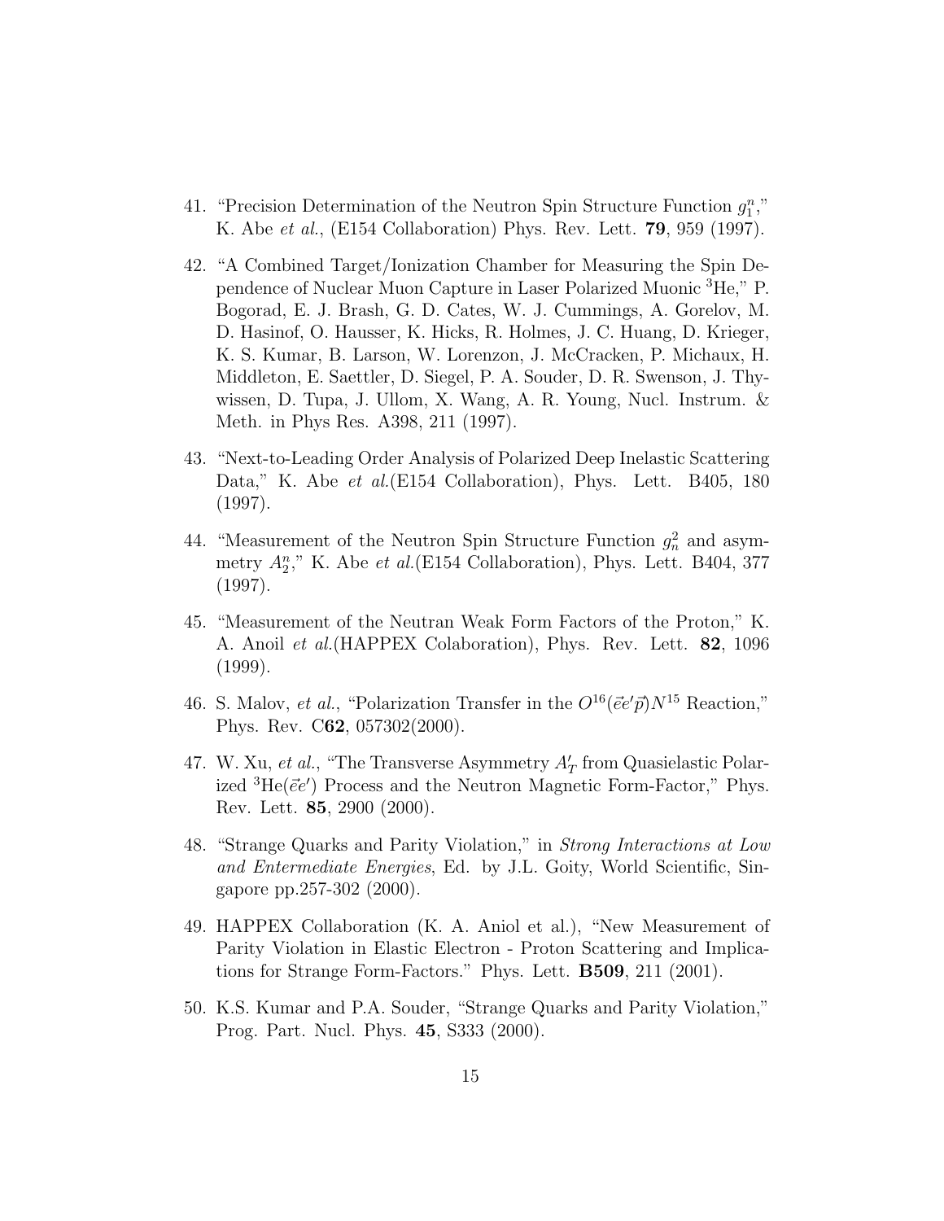41. "Precision Determination of the Neutron Spin Structure Function $g_1^n$," K. Abe *et al.*, (E154 Collaboration) Phys. Rev. Lett. **79**, 959 (1997).

42. "A Combined Target/Ionization Chamber for Measuring the Spin Dependence of Nuclear Muon Capture in Laser Polarized Muonic $^3$He," P. Bogorad, E. J. Brash, G. D. Cates, W. J. Cummings, A. Gorelov, M. D. Hasinof, O. Hausser, K. Hicks, R. Holmes, J. C. Huang, D. Krieger, K. S. Kumar, B. Larson, W. Lorenzon, J. McCracken, P. Michaux, H. Middleton, E. Saettler, D. Siegel, P. A. Souder, D. R. Swenson, J. Thywissen, D. Tupa, J. Ullom, X. Wang, A. R. Young, Nucl. Instrum. & Meth. in Phys Res. A398, 211 (1997).

43. "Next-to-Leading Order Analysis of Polarized Deep Inelastic Scattering Data," K. Abe *et al.*(E154 Collaboration), Phys. Lett. B405, 180 (1997).

44. "Measurement of the Neutron Spin Structure Function $g_n^2$ and asymmetry $A_2^n$," K. Abe *et al.*(E154 Collaboration), Phys. Lett. B404, 377 (1997).

45. "Measurement of the Neutran Weak Form Factors of the Proton," K. A. Anoil *et al.*(HAPPEX Colaboration), Phys. Rev. Lett. **82**, 1096 (1999).

46. S. Malov, *et al.*, "Polarization Transfer in the $O^{16}(\vec{e}e'\vec{p})N^{15}$ Reaction," Phys. Rev. C**62**, 057302(2000).

47. W. Xu, *et al.*, "The Transverse Asymmetry $A'_T$ from Quasielastic Polarized $^3$He$(\vec{e}e')$ Process and the Neutron Magnetic Form-Factor," Phys. Rev. Lett. **85**, 2900 (2000).

48. "Strange Quarks and Parity Violation," in *Strong Interactions at Low and Entermediate Energies*, Ed. by J.L. Goity, World Scientific, Singapore pp.257-302 (2000).

49. HAPPEX Collaboration (K. A. Aniol et al.), "New Measurement of Parity Violation in Elastic Electron - Proton Scattering and Implications for Strange Form-Factors." Phys. Lett. **B509**, 211 (2001).

50. K.S. Kumar and P.A. Souder, "Strange Quarks and Parity Violation," Prog. Part. Nucl. Phys. **45**, S333 (2000).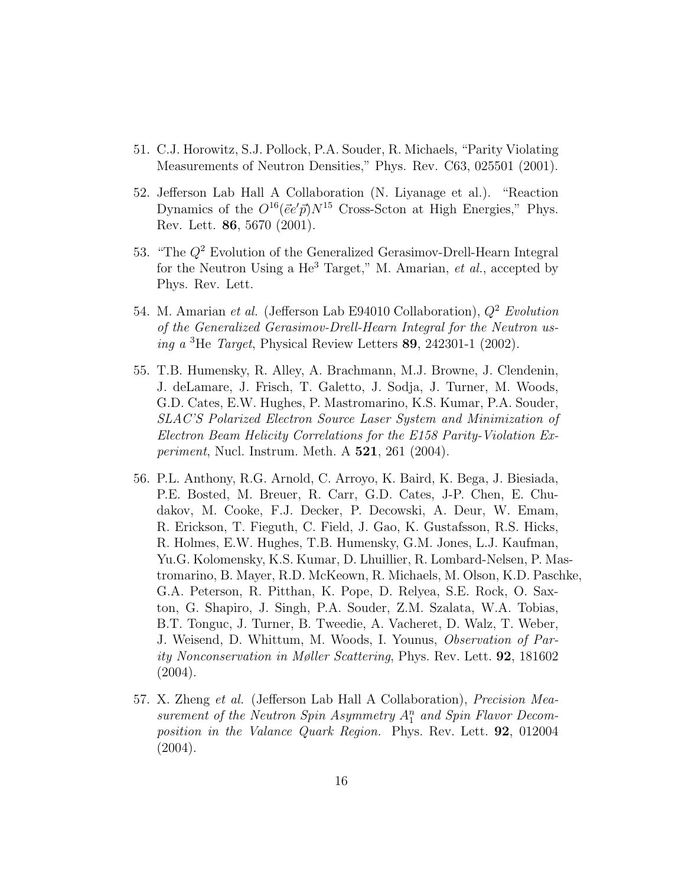51. C.J. Horowitz, S.J. Pollock, P.A. Souder, R. Michaels, "Parity Violating Measurements of Neutron Densities," Phys. Rev. C63, 025501 (2001).

52. Jefferson Lab Hall A Collaboration (N. Liyanage et al.). "Reaction Dynamics of the $O^{16}(\vec{e}e'\vec{p})N^{15}$ Cross-Scton at High Energies," Phys. Rev. Lett. **86**, 5670 (2001).

53. "The $Q^2$ Evolution of the Generalized Gerasimov-Drell-Hearn Integral for the Neutron Using a $He^3$ Target," M. Amarian, *et al.*, accepted by Phys. Rev. Lett.

54. M. Amarian *et al.* (Jefferson Lab E94010 Collaboration), *$Q^2$ Evolution of the Generalized Gerasimov-Drell-Hearn Integral for the Neutron using a $^3$He Target*, Physical Review Letters **89**, 242301-1 (2002).

55. T.B. Humensky, R. Alley, A. Brachmann, M.J. Browne, J. Clendenin, J. deLamare, J. Frisch, T. Galetto, J. Sodja, J. Turner, M. Woods, G.D. Cates, E.W. Hughes, P. Mastromarino, K.S. Kumar, P.A. Souder, *SLAC'S Polarized Electron Source Laser System and Minimization of Electron Beam Helicity Correlations for the E158 Parity-Violation Experiment*, Nucl. Instrum. Meth. A **521**, 261 (2004).

56. P.L. Anthony, R.G. Arnold, C. Arroyo, K. Baird, K. Bega, J. Biesiada, P.E. Bosted, M. Breuer, R. Carr, G.D. Cates, J-P. Chen, E. Chudakov, M. Cooke, F.J. Decker, P. Decowski, A. Deur, W. Emam, R. Erickson, T. Fieguth, C. Field, J. Gao, K. Gustafsson, R.S. Hicks, R. Holmes, E.W. Hughes, T.B. Humensky, G.M. Jones, L.J. Kaufman, Yu.G. Kolomensky, K.S. Kumar, D. Lhuillier, R. Lombard-Nelsen, P. Mastromarino, B. Mayer, R.D. McKeown, R. Michaels, M. Olson, K.D. Paschke, G.A. Peterson, R. Pitthan, K. Pope, D. Relyea, S.E. Rock, O. Saxton, G. Shapiro, J. Singh, P.A. Souder, Z.M. Szalata, W.A. Tobias, B.T. Tonguc, J. Turner, B. Tweedie, A. Vacheret, D. Walz, T. Weber, J. Weisend, D. Whittum, M. Woods, I. Younus, *Observation of Parity Nonconservation in Møller Scattering*, Phys. Rev. Lett. **92**, 181602 (2004).

57. X. Zheng *et al.* (Jefferson Lab Hall A Collaboration), *Precision Measurement of the Neutron Spin Asymmetry $A_1^n$ and Spin Flavor Decomposition in the Valance Quark Region.* Phys. Rev. Lett. **92**, 012004 (2004).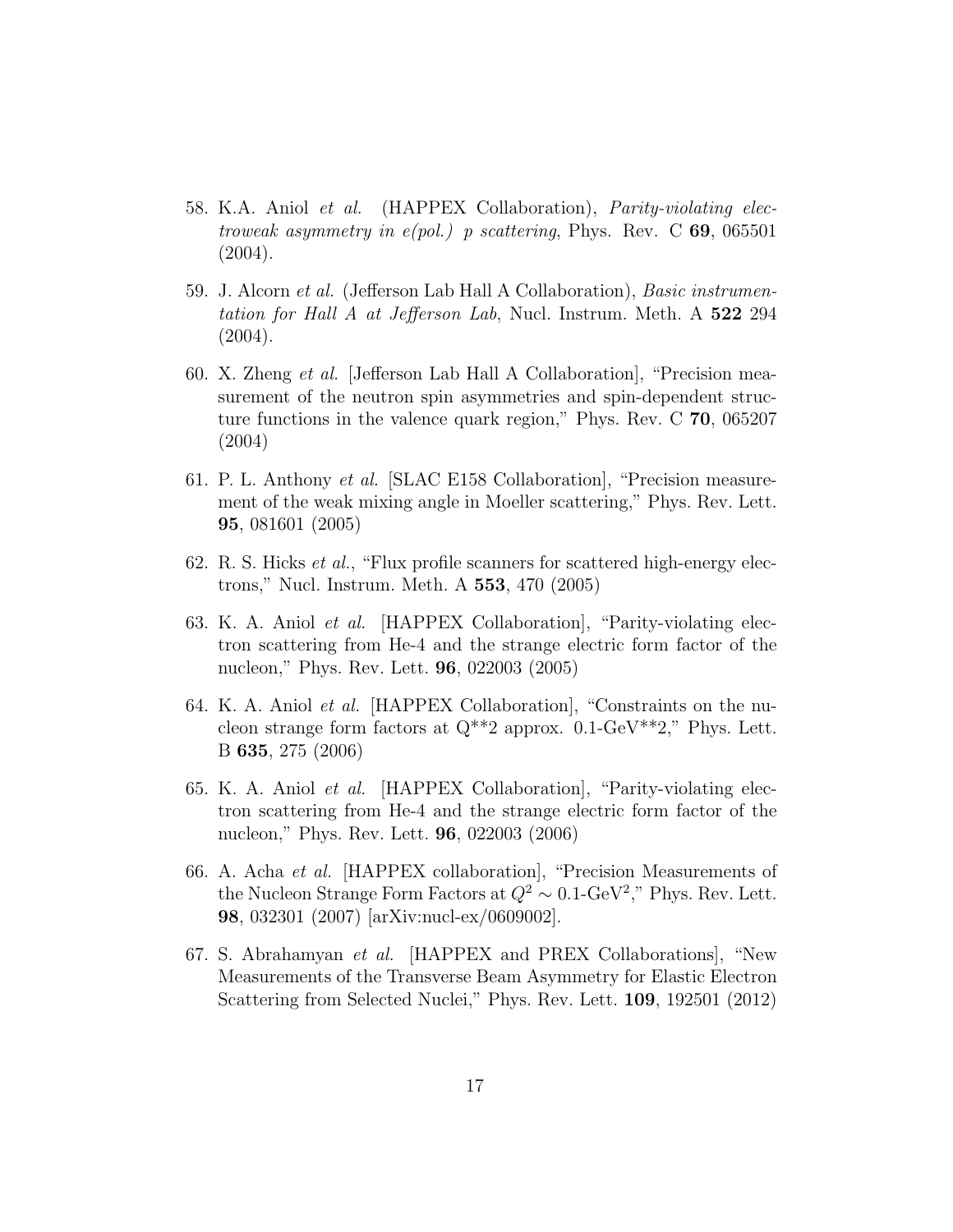58. K.A. Aniol *et al.* (HAPPEX Collaboration), *Parity-violating electroweak asymmetry in e(pol.) p scattering*, Phys. Rev. C **69**, 065501 (2004).

59. J. Alcorn *et al.* (Jefferson Lab Hall A Collaboration), *Basic instrumentation for Hall A at Jefferson Lab*, Nucl. Instrum. Meth. A **522** 294 (2004).

60. X. Zheng *et al.* [Jefferson Lab Hall A Collaboration], "Precision measurement of the neutron spin asymmetries and spin-dependent structure functions in the valence quark region," Phys. Rev. C **70**, 065207 (2004)

61. P. L. Anthony *et al.* [SLAC E158 Collaboration], "Precision measurement of the weak mixing angle in Moeller scattering," Phys. Rev. Lett. **95**, 081601 (2005)

62. R. S. Hicks *et al.*, "Flux profile scanners for scattered high-energy electrons," Nucl. Instrum. Meth. A **553**, 470 (2005)

63. K. A. Aniol *et al.* [HAPPEX Collaboration], "Parity-violating electron scattering from He-4 and the strange electric form factor of the nucleon," Phys. Rev. Lett. **96**, 022003 (2005)

64. K. A. Aniol *et al.* [HAPPEX Collaboration], "Constraints on the nucleon strange form factors at Q**2 approx. 0.1-GeV**2," Phys. Lett. B **635**, 275 (2006)

65. K. A. Aniol *et al.* [HAPPEX Collaboration], "Parity-violating electron scattering from He-4 and the strange electric form factor of the nucleon," Phys. Rev. Lett. **96**, 022003 (2006)

66. A. Acha *et al.* [HAPPEX collaboration], "Precision Measurements of the Nucleon Strange Form Factors at $Q^2 \sim 0.1$-GeV$^2$," Phys. Rev. Lett. **98**, 032301 (2007) [arXiv:nucl-ex/0609002].

67. S. Abrahamyan *et al.* [HAPPEX and PREX Collaborations], "New Measurements of the Transverse Beam Asymmetry for Elastic Electron Scattering from Selected Nuclei," Phys. Rev. Lett. **109**, 192501 (2012)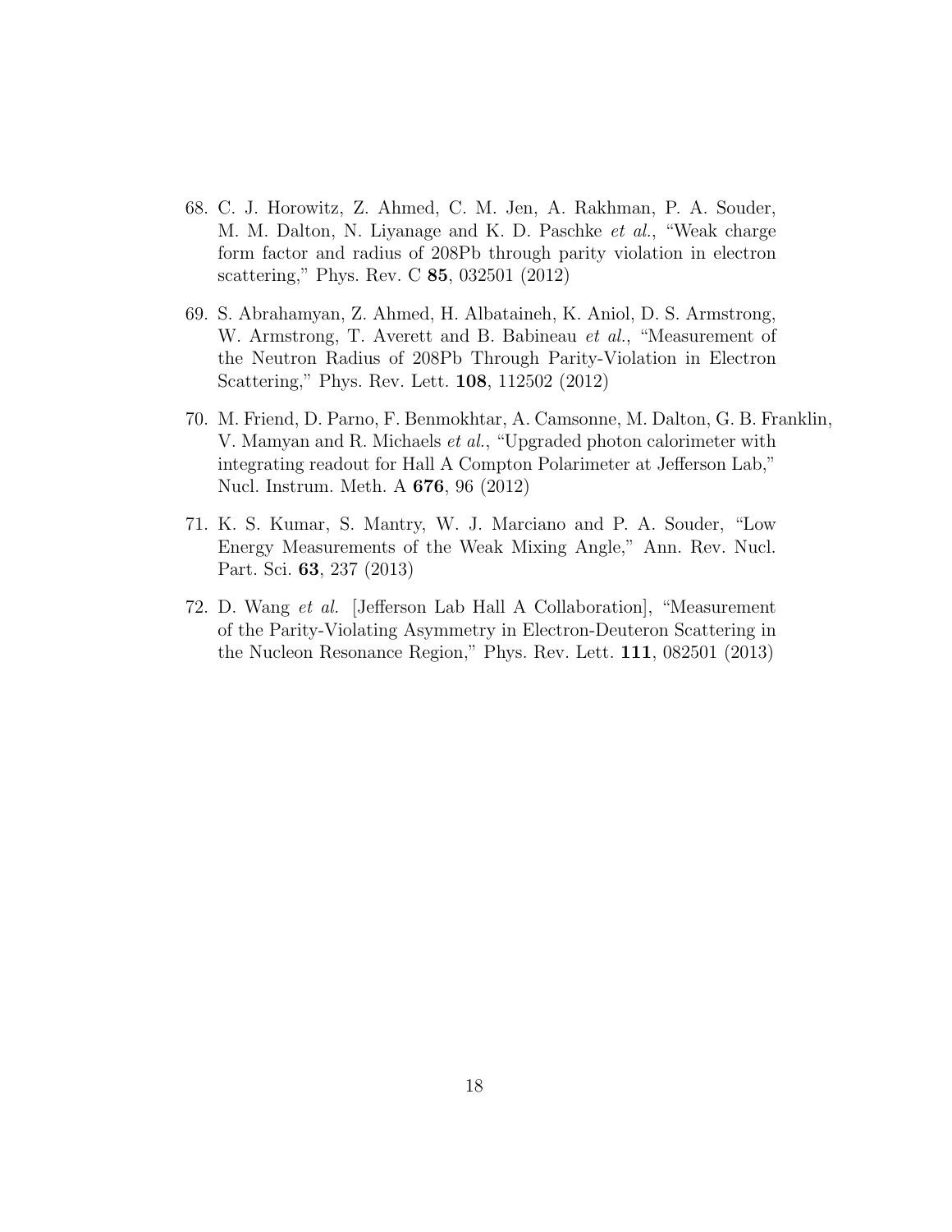68. C. J. Horowitz, Z. Ahmed, C. M. Jen, A. Rakhman, P. A. Souder, M. M. Dalton, N. Liyanage and K. D. Paschke *et al.*, "Weak charge form factor and radius of 208Pb through parity violation in electron scattering," Phys. Rev. C **85**, 032501 (2012)

69. S. Abrahamyan, Z. Ahmed, H. Albataineh, K. Aniol, D. S. Armstrong, W. Armstrong, T. Averett and B. Babineau *et al.*, "Measurement of the Neutron Radius of 208Pb Through Parity-Violation in Electron Scattering," Phys. Rev. Lett. **108**, 112502 (2012)

70. M. Friend, D. Parno, F. Benmokhtar, A. Camsonne, M. Dalton, G. B. Franklin, V. Mamyan and R. Michaels *et al.*, "Upgraded photon calorimeter with integrating readout for Hall A Compton Polarimeter at Jefferson Lab," Nucl. Instrum. Meth. A **676**, 96 (2012)

71. K. S. Kumar, S. Mantry, W. J. Marciano and P. A. Souder, "Low Energy Measurements of the Weak Mixing Angle," Ann. Rev. Nucl. Part. Sci. **63**, 237 (2013)

72. D. Wang *et al.* [Jefferson Lab Hall A Collaboration], "Measurement of the Parity-Violating Asymmetry in Electron-Deuteron Scattering in the Nucleon Resonance Region," Phys. Rev. Lett. **111**, 082501 (2013)